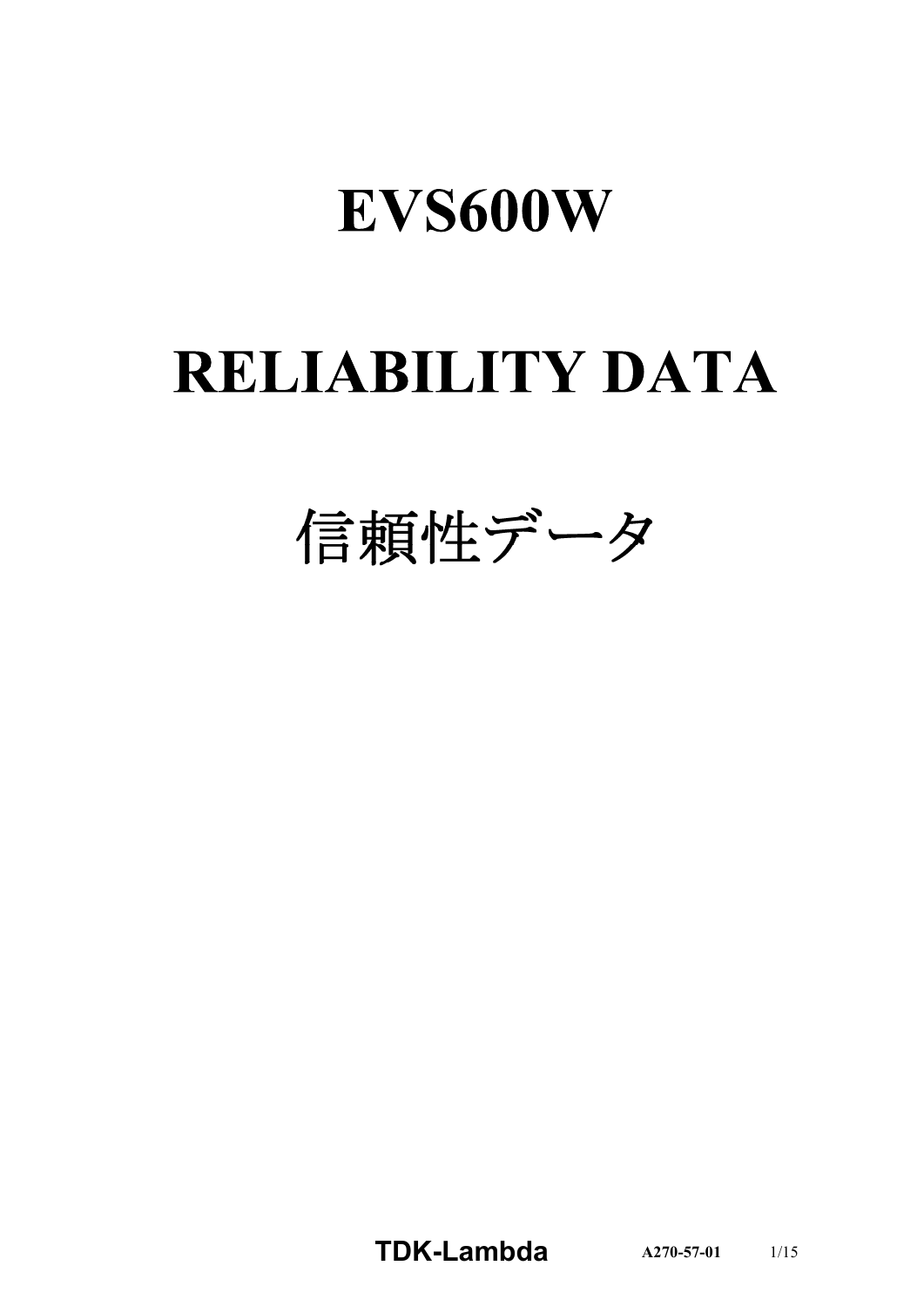# EVS600W

# RELIABILITY DATA

# 信頼性データ

**TDK-Lambda** **A270-57-01**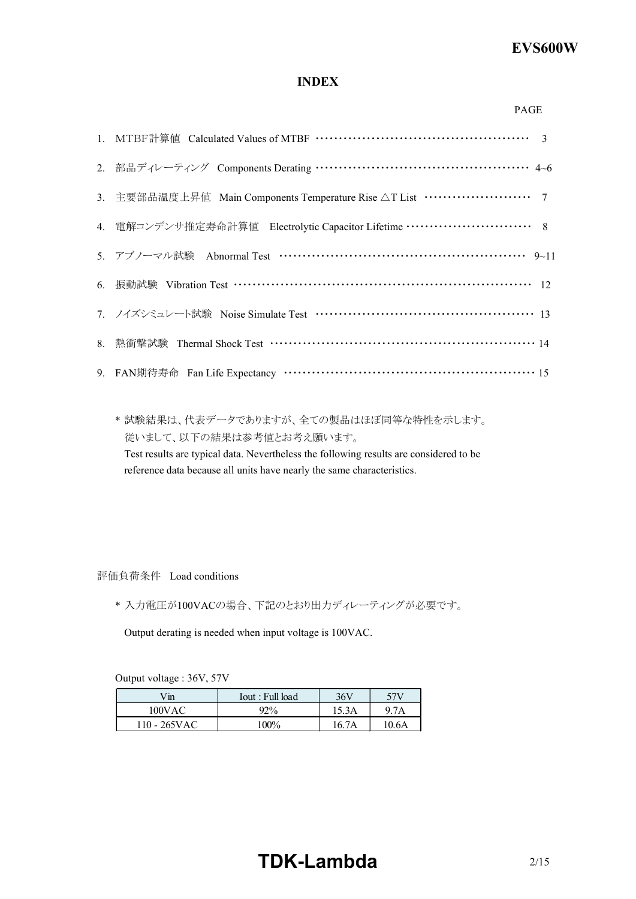# INDEX

PAGE

1. MTBF計算値　Calculated Values of MTBF ………………………………………………… 3
2. 部品ディレーティング　Components Derating ………………………………………………… 4~6
3. 主要部品温度上昇値　Main Components Temperature Rise △T List ……………………… 7
4. 電解コンデンサ推定寿命計算値　Electrolytic Capacitor Lifetime ………………………… 8
5. アブノーマル試験　Abnormal Test ……………………………………………………… 9~11
6. 振動試験　Vibration Test ………………………………………………………………… 12
7. ノイズシミュレート試験　Noise Simulate Test ………………………………………………… 13
8. 熱衝撃試験　Thermal Shock Test ………………………………………………………… 14
9. FAN期待寿命　Fan Life Expectancy ……………………………………………………… 15

* 試験結果は、代表データでありますが、全ての製品はほぼ同等な特性を示します。
  従いまして、以下の結果は参考値とお考え願います。
  Test results are typical data. Nevertheless the following results are considered to be reference data because all units have nearly the same characteristics.

評価負荷条件　Load conditions

* 入力電圧が100VACの場合、下記のとおり出力ディレーティングが必要です。

  Output derating is needed when input voltage is 100VAC.

Output voltage : 36V, 57V

| Vin | Iout : Full load | 36V | 57V |
|---|---|---|---|
| 100VAC | 92% | 15.3A | 9.7A |
| 110 - 265VAC | 100% | 16.7A | 10.6A |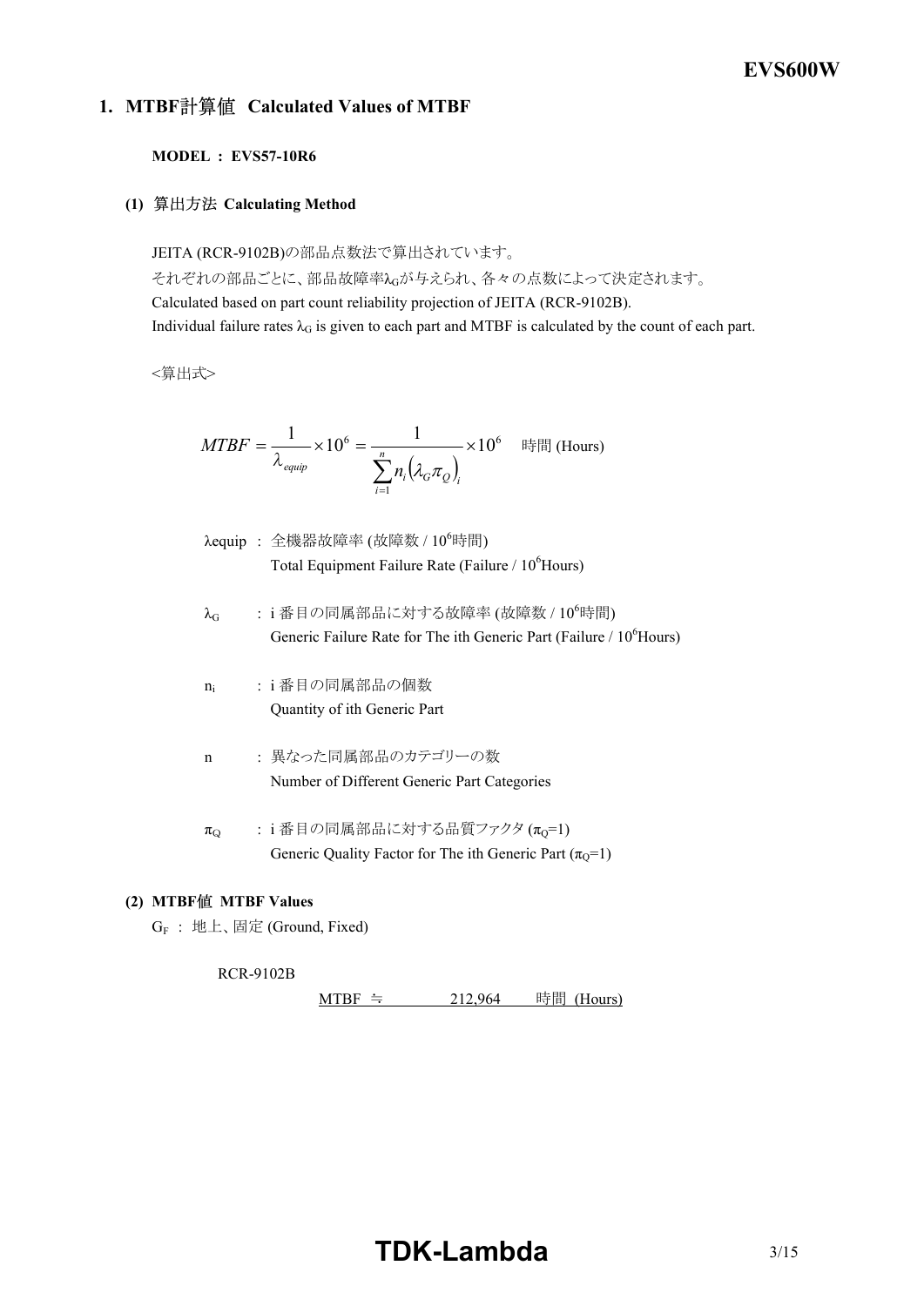## 1. MTBF計算値 Calculated Values of MTBF

**MODEL : EVS57-10R6**

### (1) 算出方法 Calculating Method

JEITA (RCR-9102B)の部品点数法で算出されています。
それぞれの部品ごとに、部品故障率$\lambda_G$が与えられ、各々の点数によって決定されます。
Calculated based on part count reliability projection of JEITA (RCR-9102B).
Individual failure rates $\lambda_G$ is given to each part and MTBF is calculated by the count of each part.

<算出式>

$$MTBF = \frac{1}{\lambda_{equip}} \times 10^6 = \frac{1}{\sum_{i=1}^{n} n_i \left(\lambda_G \pi_Q\right)_i} \times 10^6 \quad \text{時間 (Hours)}$$

$\lambda$equip : 全機器故障率 (故障数 / $10^6$時間)
Total Equipment Failure Rate (Failure / $10^6$Hours)

$\lambda_G$ : i 番目の同属部品に対する故障率 (故障数 / $10^6$時間)
Generic Failure Rate for The ith Generic Part (Failure / $10^6$Hours)

$n_i$ : i 番目の同属部品の個数
Quantity of ith Generic Part

n : 異なった同属部品のカテゴリーの数
Number of Different Generic Part Categories

$\pi_Q$ : i 番目の同属部品に対する品質ファクタ ($\pi_Q$=1)
Generic Quality Factor for The ith Generic Part ($\pi_Q$=1)

### (2) MTBF値 MTBF Values

$G_F$ : 地上、固定 (Ground, Fixed)

RCR-9102B

MTBF ≒ 212,964 時間 (Hours)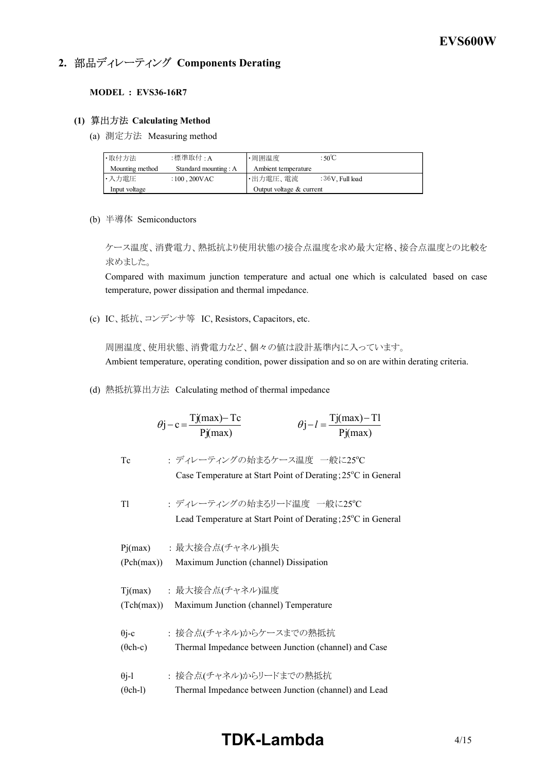## 2. 部品ディレーティング Components Derating

**MODEL : EVS36-16R7**

### (1) 算出方法 Calculating Method

(a) 測定方法 Measuring method

| ・取付方法 Mounting method | :標準取付 : A Standard mounting : A | ・周囲温度 Ambient temperature | : 50℃ |
|---|---|---|---|
| ・入力電圧 Input voltage | : 100 , 200VAC | ・出力電圧、電流 Output voltage & current | : 36V, Full load |

(b) 半導体 Semiconductors

ケース温度、消費電力、熱抵抗より使用状態の接合点温度を求め最大定格、接合点温度との比較を求めました。

Compared with maximum junction temperature and actual one which is calculated based on case temperature, power dissipation and thermal impedance.

(c) IC、抵抗、コンデンサ等 IC, Resistors, Capacitors, etc.

周囲温度、使用状態、消費電力など、個々の値は設計基準内に入っています。

Ambient temperature, operating condition, power dissipation and so on are within derating criteria.

(d) 熱抵抗算出方法 Calculating method of thermal impedance

$$\theta j - c = \frac{Tj(max) - Tc}{Pj(max)} \qquad \theta j - l = \frac{Tj(max) - Tl}{Pj(max)}$$

Tc : ディレーティングの始まるケース温度 一般に25°C
Case Temperature at Start Point of Derating ; 25°C in General

Tl : ディレーティングの始まるリード温度 一般に25°C
Lead Temperature at Start Point of Derating ; 25°C in General

Pj(max) : 最大接合点(チャネル)損失
(Pch(max)) Maximum Junction (channel) Dissipation

Tj(max) : 最大接合点(チャネル)温度
(Tch(max)) Maximum Junction (channel) Temperature

θj-c : 接合点(チャネル)からケースまでの熱抵抗
(θch-c) Thermal Impedance between Junction (channel) and Case

θj-l : 接合点(チャネル)からリードまでの熱抵抗
(θch-l) Thermal Impedance between Junction (channel) and Lead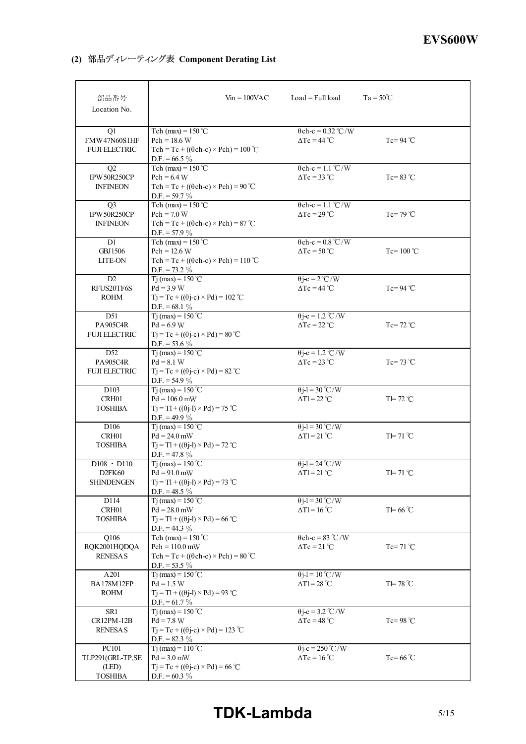## (2) 部品ディレーティング表 Component Derating List

| 部品番号<br>Location No. | Vin = 100VAC | Load = Full load | Ta = 50℃ |
|---|---|---|---|
| Q1<br>FMW47N60S1HF<br>FUJI ELECTRIC | Tch (max) = 150 ℃<br>Pch = 18.6 W<br>Tch = Tc + ((θch-c) × Pch) = 100 ℃<br>D.F. = 66.5 % | θch-c = 0.32 ℃/W<br>ΔTc = 44 ℃ | Tc= 94 ℃ |
| Q2<br>IPW50R250CP<br>INFINEON | Tch (max) = 150 ℃<br>Pch = 6.4 W<br>Tch = Tc + ((θch-c) × Pch) = 90 ℃<br>D.F. = 59.7 % | θch-c = 1.1 ℃/W<br>ΔTc = 33 ℃ | Tc= 83 ℃ |
| Q3<br>IPW50R250CP<br>INFINEON | Tch (max) = 150 ℃<br>Pch = 7.0 W<br>Tch = Tc + ((θch-c) × Pch) = 87 ℃<br>D.F. = 57.9 % | θch-c = 1.1 ℃/W<br>ΔTc = 29 ℃ | Tc= 79 ℃ |
| D1<br>GBJ1506<br>LITE-ON | Tch (max) = 150 ℃<br>Pch = 12.6 W<br>Tch = Tc + ((θch-c) × Pch) = 110 ℃<br>D.F. = 73.2 % | θch-c = 0.8 ℃/W<br>ΔTc = 50 ℃ | Tc= 100 ℃ |
| D2<br>RFUS20TF6S<br>ROHM | Tj (max) = 150 ℃<br>Pd = 3.9 W<br>Tj = Tc + ((θj-c) × Pd) = 102 ℃<br>D.F. = 68.1 % | θj-c = 2 ℃/W<br>ΔTc = 44 ℃ | Tc= 94 ℃ |
| D51<br>PA905C4R<br>FUJI ELECTRIC | Tj (max) = 150 ℃<br>Pd = 6.9 W<br>Tj = Tc + ((θj-c) × Pd) = 80 ℃<br>D.F. = 53.6 % | θj-c = 1.2 ℃/W<br>ΔTc = 22 ℃ | Tc= 72 ℃ |
| D52<br>PA905C4R<br>FUJI ELECTRIC | Tj (max) = 150 ℃<br>Pd = 8.1 W<br>Tj = Tc + ((θj-c) × Pd) = 82 ℃<br>D.F. = 54.9 % | θj-c = 1.2 ℃/W<br>ΔTc = 23 ℃ | Tc= 73 ℃ |
| D103<br>CRH01<br>TOSHIBA | Tj (max) = 150 ℃<br>Pd = 106.0 mW<br>Tj = Tl + ((θj-l) × Pd) = 75 ℃<br>D.F. = 49.9 % | θj-l = 30 ℃/W<br>ΔTl = 22 ℃ | Tl= 72 ℃ |
| D106<br>CRH01<br>TOSHIBA | Tj (max) = 150 ℃<br>Pd = 24.0 mW<br>Tj = Tl + ((θj-l) × Pd) = 72 ℃<br>D.F. = 47.8 % | θj-l = 30 ℃/W<br>ΔTl = 21 ℃ | Tl= 71 ℃ |
| D108 ・ D110<br>D2FK60<br>SHINDENGEN | Tj (max) = 150 ℃<br>Pd = 91.0 mW<br>Tj = Tl + ((θj-l) × Pd) = 73 ℃<br>D.F. = 48.5 % | θj-l = 24 ℃/W<br>ΔTl = 21 ℃ | Tl= 71 ℃ |
| D114<br>CRH01<br>TOSHIBA | Tj (max) = 150 ℃<br>Pd = 28.0 mW<br>Tj = Tl + ((θj-l) × Pd) = 66 ℃<br>D.F. = 44.3 % | θj-l = 30 ℃/W<br>ΔTl = 16 ℃ | Tl= 66 ℃ |
| Q106<br>RQK2001HQDQA<br>RENESAS | Tch (max) = 150 ℃<br>Pch = 110.0 mW<br>Tch = Tc + ((θch-c) × Pch) = 80 ℃<br>D.F. = 53.5 % | θch-c = 83 ℃/W<br>ΔTc = 21 ℃ | Tc= 71 ℃ |
| A201<br>BA178M12FP<br>ROHM | Tj (max) = 150 ℃<br>Pd = 1.5 W<br>Tj = Tl + ((θj-l) × Pd) = 93 ℃<br>D.F. = 61.7 % | θj-l = 10 ℃/W<br>ΔTl = 28 ℃ | Tl= 78 ℃ |
| SR1<br>CR12PM-12B<br>RENESAS | Tj (max) = 150 ℃<br>Pd = 7.8 W<br>Tj = Tc + ((θj-c) × Pd) = 123 ℃<br>D.F. = 82.3 % | θj-c = 3.2 ℃/W<br>ΔTc = 48 ℃ | Tc= 98 ℃ |
| PC101<br>TLP291(GRL-TP,SE<br>(LED)<br>TOSHIBA | Tj (max) = 110 ℃<br>Pd = 3.0 mW<br>Tj = Tc + ((θj-c) × Pd) = 66 ℃<br>D.F. = 60.3 % | θj-c = 250 ℃/W<br>ΔTc = 16 ℃ | Tc= 66 ℃ |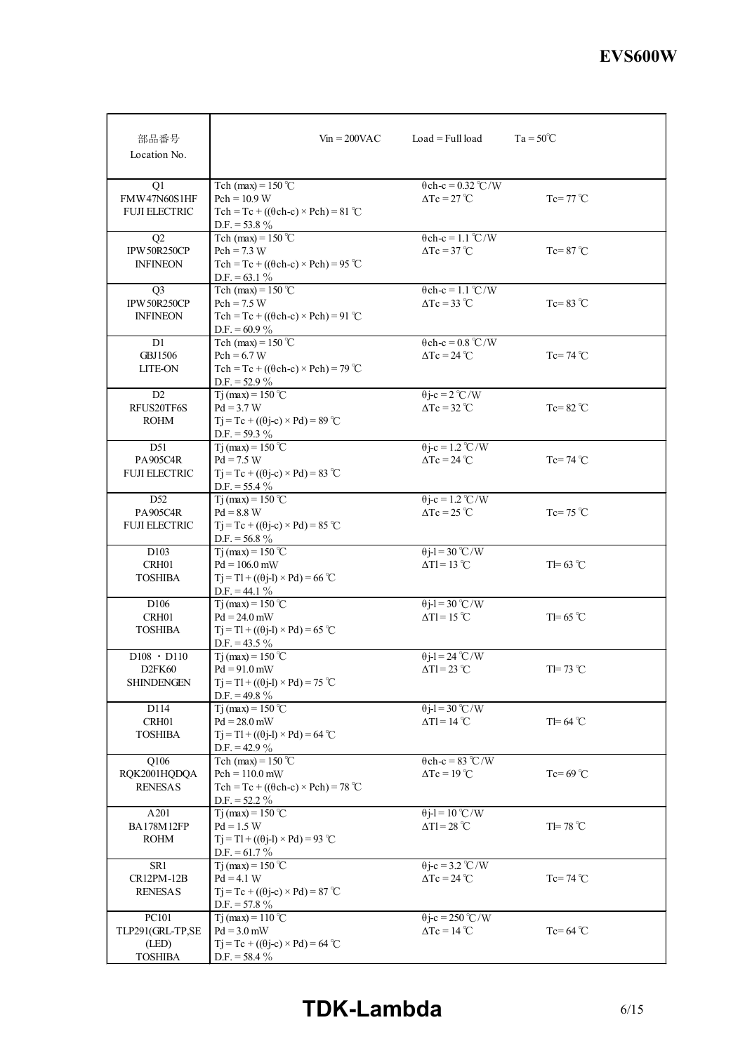| 部品番号<br>Location No. | Vin = 200VAC　　Load = Full load　　Ta = 50℃ | | |
|---|---|---|---|
| Q1<br>FMW47N60S1HF<br>FUJI ELECTRIC | Tch (max) = 150 ℃<br>Pch = 10.9 W<br>Tch = Tc + ((θch-c) × Pch) = 81 ℃<br>D.F. = 53.8 % | θch-c = 0.32 ℃/W<br>ΔTc = 27 ℃ | Tc= 77 ℃ |
| Q2<br>IPW50R250CP<br>INFINEON | Tch (max) = 150 ℃<br>Pch = 7.3 W<br>Tch = Tc + ((θch-c) × Pch) = 95 ℃<br>D.F. = 63.1 % | θch-c = 1.1 ℃/W<br>ΔTc = 37 ℃ | Tc= 87 ℃ |
| Q3<br>IPW50R250CP<br>INFINEON | Tch (max) = 150 ℃<br>Pch = 7.5 W<br>Tch = Tc + ((θch-c) × Pch) = 91 ℃<br>D.F. = 60.9 % | θch-c = 1.1 ℃/W<br>ΔTc = 33 ℃ | Tc= 83 ℃ |
| D1<br>GBJ1506<br>LITE-ON | Tch (max) = 150 ℃<br>Pch = 6.7 W<br>Tch = Tc + ((θch-c) × Pch) = 79 ℃<br>D.F. = 52.9 % | θch-c = 0.8 ℃/W<br>ΔTc = 24 ℃ | Tc= 74 ℃ |
| D2<br>RFUS20TF6S<br>ROHM | Tj (max) = 150 ℃<br>Pd = 3.7 W<br>Tj = Tc + ((θj-c) × Pd) = 89 ℃<br>D.F. = 59.3 % | θj-c = 2 ℃/W<br>ΔTc = 32 ℃ | Tc= 82 ℃ |
| D51<br>PA905C4R<br>FUJI ELECTRIC | Tj (max) = 150 ℃<br>Pd = 7.5 W<br>Tj = Tc + ((θj-c) × Pd) = 83 ℃<br>D.F. = 55.4 % | θj-c = 1.2 ℃/W<br>ΔTc = 24 ℃ | Tc= 74 ℃ |
| D52<br>PA905C4R<br>FUJI ELECTRIC | Tj (max) = 150 ℃<br>Pd = 8.8 W<br>Tj = Tc + ((θj-c) × Pd) = 85 ℃<br>D.F. = 56.8 % | θj-c = 1.2 ℃/W<br>ΔTc = 25 ℃ | Tc= 75 ℃ |
| D103<br>CRH01<br>TOSHIBA | Tj (max) = 150 ℃<br>Pd = 106.0 mW<br>Tj = Tl + ((θj-l) × Pd) = 66 ℃<br>D.F. = 44.1 % | θj-l = 30 ℃/W<br>ΔTl = 13 ℃ | Tl= 63 ℃ |
| D106<br>CRH01<br>TOSHIBA | Tj (max) = 150 ℃<br>Pd = 24.0 mW<br>Tj = Tl + ((θj-l) × Pd) = 65 ℃<br>D.F. = 43.5 % | θj-l = 30 ℃/W<br>ΔTl = 15 ℃ | Tl= 65 ℃ |
| D108 ・ D110<br>D2FK60<br>SHINDENGEN | Tj (max) = 150 ℃<br>Pd = 91.0 mW<br>Tj = Tl + ((θj-l) × Pd) = 75 ℃<br>D.F. = 49.8 % | θj-l = 24 ℃/W<br>ΔTl = 23 ℃ | Tl= 73 ℃ |
| D114<br>CRH01<br>TOSHIBA | Tj (max) = 150 ℃<br>Pd = 28.0 mW<br>Tj = Tl + ((θj-l) × Pd) = 64 ℃<br>D.F. = 42.9 % | θj-l = 30 ℃/W<br>ΔTl = 14 ℃ | Tl= 64 ℃ |
| Q106<br>RQK2001HQDQA<br>RENESAS | Tch (max) = 150 ℃<br>Pch = 110.0 mW<br>Tch = Tc + ((θch-c) × Pch) = 78 ℃<br>D.F. = 52.2 % | θch-c = 83 ℃/W<br>ΔTc = 19 ℃ | Tc= 69 ℃ |
| A201<br>BA178M12FP<br>ROHM | Tj (max) = 150 ℃<br>Pd = 1.5 W<br>Tj = Tl + ((θj-l) × Pd) = 93 ℃<br>D.F. = 61.7 % | θj-l = 10 ℃/W<br>ΔTl = 28 ℃ | Tl= 78 ℃ |
| SR1<br>CR12PM-12B<br>RENESAS | Tj (max) = 150 ℃<br>Pd = 4.1 W<br>Tj = Tc + ((θj-c) × Pd) = 87 ℃<br>D.F. = 57.8 % | θj-c = 3.2 ℃/W<br>ΔTc = 24 ℃ | Tc= 74 ℃ |
| PC101<br>TLP291(GRL-TP,SE<br>(LED)<br>TOSHIBA | Tj (max) = 110 ℃<br>Pd = 3.0 mW<br>Tj = Tc + ((θj-c) × Pd) = 64 ℃<br>D.F. = 58.4 % | θj-c = 250 ℃/W<br>ΔTc = 14 ℃ | Tc= 64 ℃ |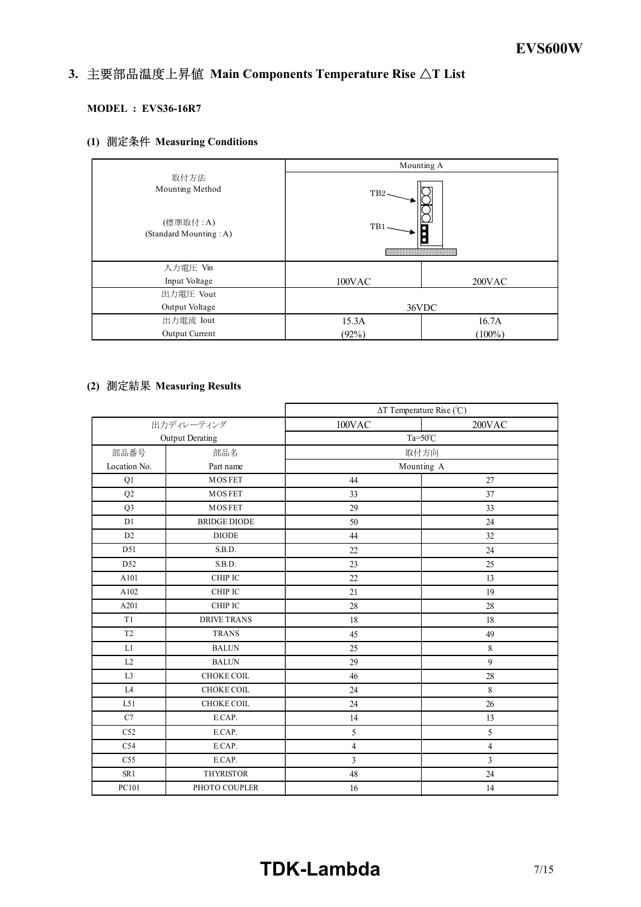## 3. 主要部品温度上昇値 Main Components Temperature Rise △T List

**MODEL : EVS36-16R7**

### (1) 測定条件 Measuring Conditions

| | Mounting A | |
|---|---|---|
| 取付方法<br>Mounting Method<br><br>(標準取付 : A)<br>(Standard Mounting : A) | TB2<br>TB1 | |
| 入力電圧 Vin<br>Input Voltage | 100VAC | 200VAC |
| 出力電圧 Vout<br>Output Voltage | 36VDC | |
| 出力電流 Iout<br>Output Current | 15.3A<br>(92%) | 16.7A<br>(100%) |

### (2) 測定結果 Measuring Results

| | | ΔT Temperature Rise (℃) | |
|---|---|---|---|
| 出力ディレーティング<br>Output Derating | | 100VAC | 200VAC |
| | | Ta=50℃ | |
| 部品番号<br>Location No. | 部品名<br>Part name | 取付方向<br>Mounting A | |
| Q1 | MOSFET | 44 | 27 |
| Q2 | MOSFET | 33 | 37 |
| Q3 | MOSFET | 29 | 33 |
| D1 | BRIDGE DIODE | 50 | 24 |
| D2 | DIODE | 44 | 32 |
| D51 | S.B.D. | 22 | 24 |
| D52 | S.B.D. | 23 | 25 |
| A101 | CHIP IC | 22 | 13 |
| A102 | CHIP IC | 21 | 19 |
| A201 | CHIP IC | 28 | 28 |
| T1 | DRIVE TRANS | 18 | 18 |
| T2 | TRANS | 45 | 49 |
| L1 | BALUN | 25 | 8 |
| L2 | BALUN | 29 | 9 |
| L3 | CHOKE COIL | 46 | 28 |
| L4 | CHOKE COIL | 24 | 8 |
| L51 | CHOKE COIL | 24 | 26 |
| C7 | E.CAP. | 14 | 13 |
| C52 | E.CAP. | 5 | 5 |
| C54 | E.CAP. | 4 | 4 |
| C55 | E.CAP. | 3 | 3 |
| SR1 | THYRISTOR | 48 | 24 |
| PC101 | PHOTO COUPLER | 16 | 14 |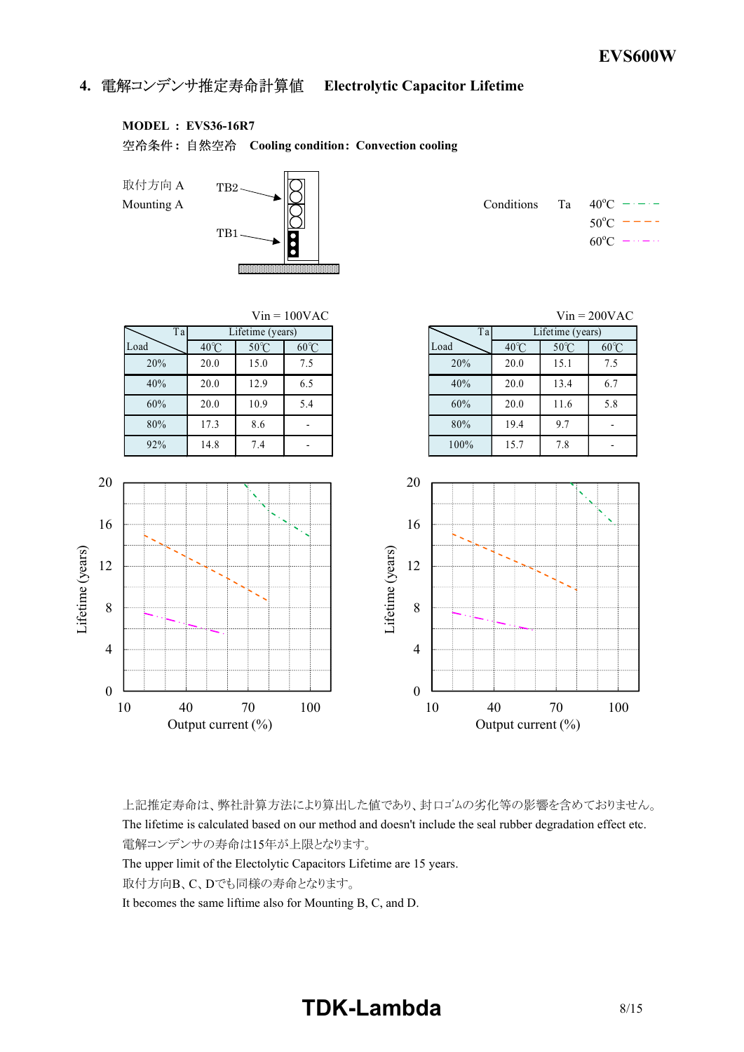## 4. 電解コンデンサ推定寿命計算値　Electrolytic Capacitor Lifetime

**MODEL ： EVS36-16R7**

空冷条件：自然空冷　**Cooling condition：Convection cooling**

取付方向 A
Mounting A

TB2
TB1

Conditions　Ta　40°C　50°C　60°C

Vin = 100VAC

| Load ＼ Ta | Lifetime (years) | | |
|---|---|---|---|
| | 40℃ | 50℃ | 60℃ |
| 20% | 20.0 | 15.0 | 7.5 |
| 40% | 20.0 | 12.9 | 6.5 |
| 60% | 20.0 | 10.9 | 5.4 |
| 80% | 17.3 | 8.6 | - |
| 92% | 14.8 | 7.4 | - |

Vin = 200VAC

| Load ＼ Ta | Lifetime (years) | | |
|---|---|---|---|
| | 40℃ | 50℃ | 60℃ |
| 20% | 20.0 | 15.1 | 7.5 |
| 40% | 20.0 | 13.4 | 6.7 |
| 60% | 20.0 | 11.6 | 5.8 |
| 80% | 19.4 | 9.7 | - |
| 100% | 15.7 | 7.8 | - |

Lifetime (years) vs Output current (%)

上記推定寿命は、弊社計算方法により算出した値であり、封口ゴムの劣化等の影響を含めておりません。
The lifetime is calculated based on our method and doesn't include the seal rubber degradation effect etc.
電解コンデンサの寿命は15年が上限となります。
The upper limit of the Electolytic Capacitors Lifetime are 15 years.
取付方向B、C、Dでも同様の寿命となります。
It becomes the same liftime also for Mounting B, C, and D.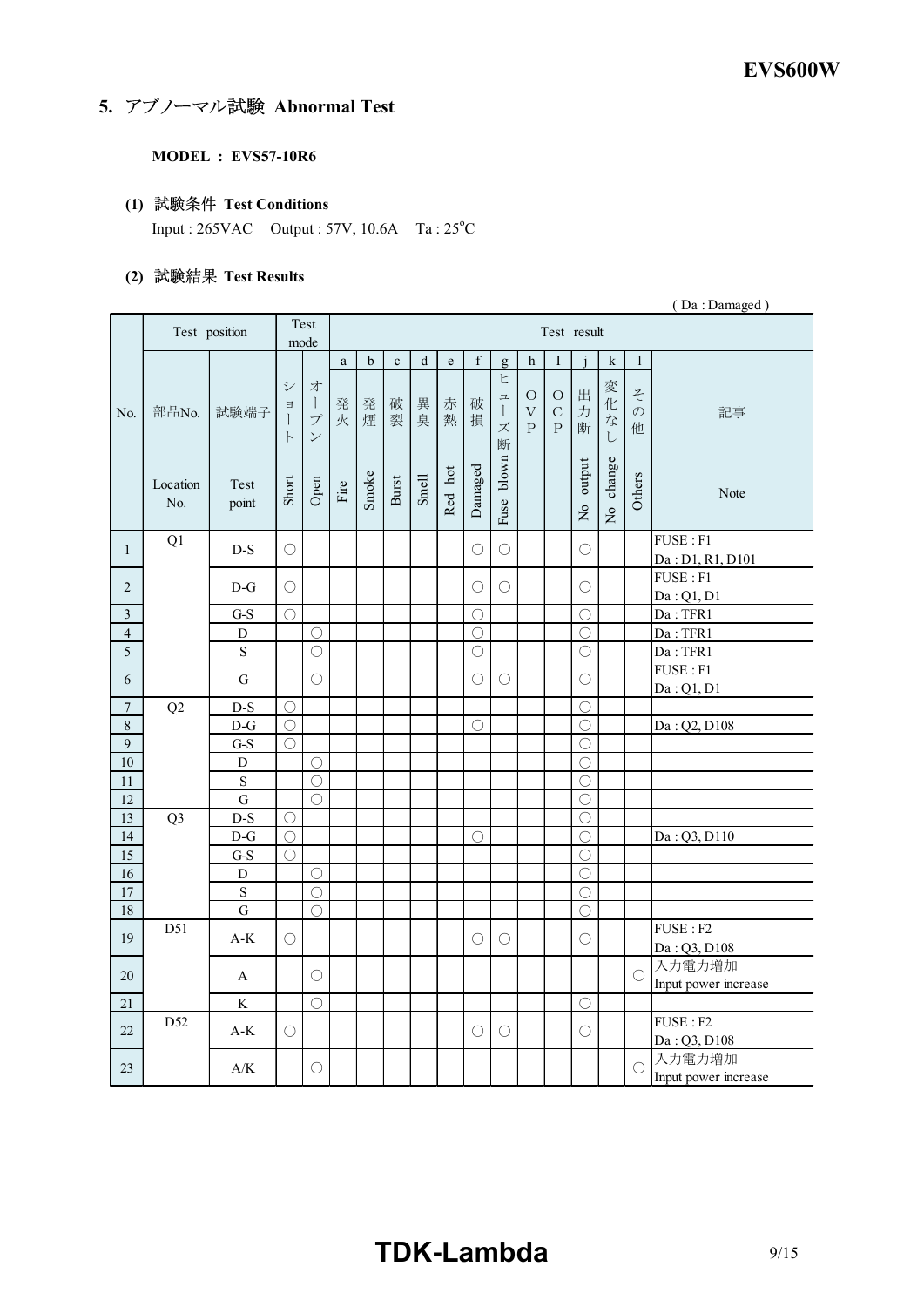## 5. アブノーマル試験 Abnormal Test

**MODEL : EVS57-10R6**

### (1) 試験条件 Test Conditions

Input : 265VAC　Output : 57V, 10.6A　Ta : 25°C

### (2) 試験結果 Test Results

( Da : Damaged )

| No. | 部品No. Location No. | 試験端子 Test point | ショート Short | オープン Open | a 発火 Fire | b 発煙 Smoke | c 破裂 Burst | d 異臭 Smell | e 赤熱 Red hot | f 破損 Damaged | g ヒューズ断 Fuse blown | h OVP | I OCP | j 出力断 No output | k 変化なし No change | l その他 Others | 記事 Note |
|---|---|---|---|---|---|---|---|---|---|---|---|---|---|---|---|---|---|
| 1 | Q1 | D-S | ○ | | | | | | | ○ | ○ | | | ○ | | | FUSE : F1 Da : D1, R1, D101 |
| 2 | | D-G | ○ | | | | | | | ○ | ○ | | | ○ | | | FUSE : F1 Da : Q1, D1 |
| 3 | | G-S | ○ | | | | | | | ○ | | | | ○ | | | Da : TFR1 |
| 4 | | D | | ○ | | | | | | ○ | | | | ○ | | | Da : TFR1 |
| 5 | | S | | ○ | | | | | | ○ | | | | ○ | | | Da : TFR1 |
| 6 | | G | | ○ | | | | | | ○ | ○ | | | ○ | | | FUSE : F1 Da : Q1, D1 |
| 7 | Q2 | D-S | ○ | | | | | | | | | | | ○ | | | |
| 8 | | D-G | ○ | | | | | | | ○ | | | | ○ | | | Da : Q2, D108 |
| 9 | | G-S | ○ | | | | | | | | | | | ○ | | | |
| 10 | | D | | ○ | | | | | | | | | | ○ | | | |
| 11 | | S | | ○ | | | | | | | | | | ○ | | | |
| 12 | | G | | ○ | | | | | | | | | | ○ | | | |
| 13 | Q3 | D-S | ○ | | | | | | | | | | | ○ | | | |
| 14 | | D-G | ○ | | | | | | | ○ | | | | ○ | | | Da : Q3, D110 |
| 15 | | G-S | ○ | | | | | | | | | | | ○ | | | |
| 16 | | D | | ○ | | | | | | | | | | ○ | | | |
| 17 | | S | | ○ | | | | | | | | | | ○ | | | |
| 18 | | G | | ○ | | | | | | | | | | ○ | | | |
| 19 | D51 | A-K | ○ | | | | | | | ○ | ○ | | | ○ | | | FUSE : F2 Da : Q3, D108 |
| 20 | | A | | ○ | | | | | | | | | | | | ○ | 入力電力増加 Input power increase |
| 21 | | K | | ○ | | | | | | | | | | ○ | | | |
| 22 | D52 | A-K | ○ | | | | | | | ○ | ○ | | | ○ | | | FUSE : F2 Da : Q3, D108 |
| 23 | | A/K | | ○ | | | | | | | | | | | | ○ | 入力電力増加 Input power increase |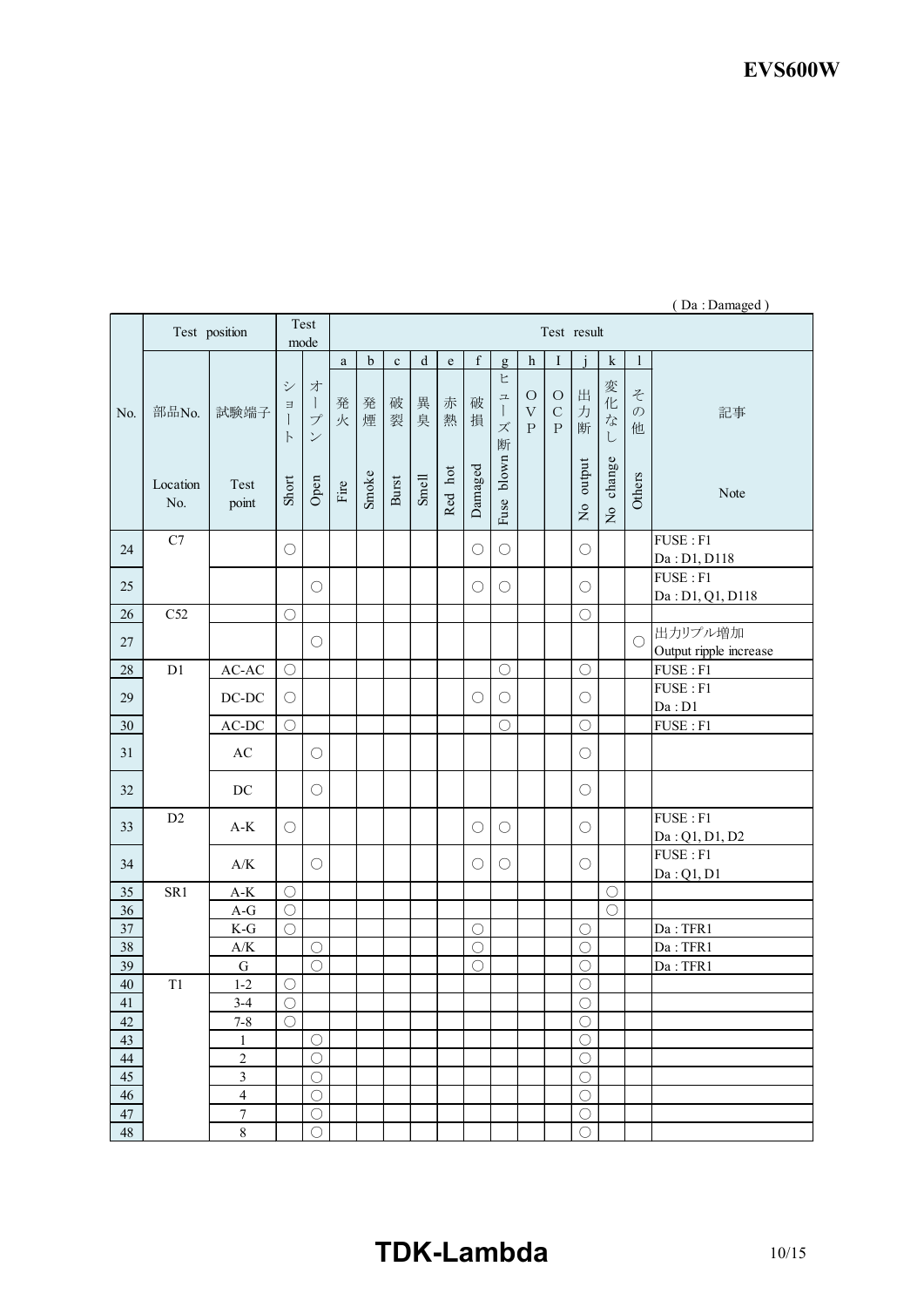( Da : Damaged )

| No. | 部品No. Location No. | 試験端子 Test point | ショート Short | オープン Open | a 発火 Fire | b 発煙 Smoke | c 破裂 Burst | d 異臭 Smell | e 赤熱 Red hot | f 破損 Damaged | g ヒューズ断 Fuse blown | h OVP | I OCP | j 出力断 No output | k 変化なし No change | l その他 Others | 記事 Note |
|---|---|---|---|---|---|---|---|---|---|---|---|---|---|---|---|---|---|
| 24 | C7 | | ○ | | | | | | | ○ | ○ | | | ○ | | | FUSE : F1 Da : D1, D118 |
| 25 | | | | ○ | | | | | | ○ | ○ | | | ○ | | | FUSE : F1 Da : D1, Q1, D118 |
| 26 | C52 | | ○ | | | | | | | | | | | ○ | | | |
| 27 | | | | ○ | | | | | | | | | | | | ○ | 出力リプル増加 Output ripple increase |
| 28 | D1 | AC-AC | ○ | | | | | | | | ○ | | | ○ | | | FUSE : F1 |
| 29 | | DC-DC | ○ | | | | | | | ○ | ○ | | | ○ | | | FUSE : F1 Da : D1 |
| 30 | | AC-DC | ○ | | | | | | | | ○ | | | ○ | | | FUSE : F1 |
| 31 | | AC | | ○ | | | | | | | | | | ○ | | | |
| 32 | | DC | | ○ | | | | | | | | | | ○ | | | |
| 33 | D2 | A-K | ○ | | | | | | | ○ | ○ | | | ○ | | | FUSE : F1 Da : Q1, D1, D2 |
| 34 | | A/K | | ○ | | | | | | ○ | ○ | | | ○ | | | FUSE : F1 Da : Q1, D1 |
| 35 | SR1 | A-K | ○ | | | | | | | | | | | | ○ | | |
| 36 | | A-G | ○ | | | | | | | | | | | | ○ | | |
| 37 | | K-G | ○ | | | | | | | ○ | | | | ○ | | | Da : TFR1 |
| 38 | | A/K | | ○ | | | | | | ○ | | | | ○ | | | Da : TFR1 |
| 39 | | G | | ○ | | | | | | ○ | | | | ○ | | | Da : TFR1 |
| 40 | T1 | 1-2 | ○ | | | | | | | | | | | ○ | | | |
| 41 | | 3-4 | ○ | | | | | | | | | | | ○ | | | |
| 42 | | 7-8 | ○ | | | | | | | | | | | ○ | | | |
| 43 | | 1 | | ○ | | | | | | | | | | ○ | | | |
| 44 | | 2 | | ○ | | | | | | | | | | ○ | | | |
| 45 | | 3 | | ○ | | | | | | | | | | ○ | | | |
| 46 | | 4 | | ○ | | | | | | | | | | ○ | | | |
| 47 | | 7 | | ○ | | | | | | | | | | ○ | | | |
| 48 | | 8 | | ○ | | | | | | | | | | ○ | | | |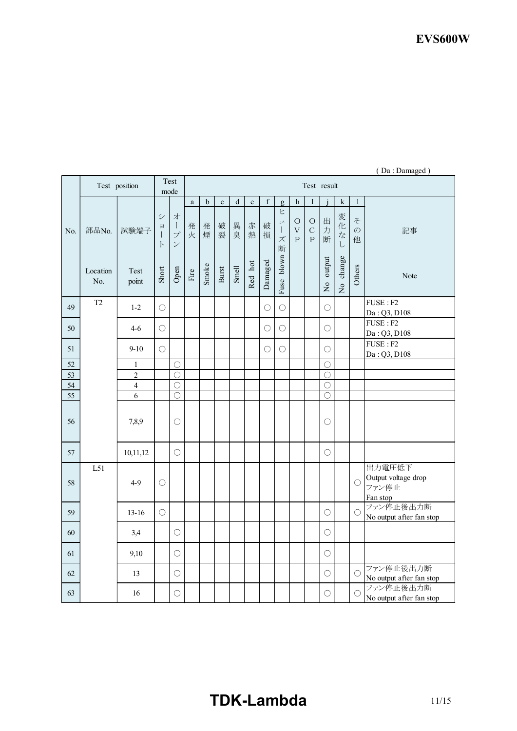( Da : Damaged )

| No. | Test position | | Test mode | | Test result | | | | | | | | | | | | |
|---|---|---|---|---|---|---|---|---|---|---|---|---|---|---|---|---|---|
| | | | | | a | b | c | d | e | f | g | h | I | j | k | l | |
| | 部品No. | 試験端子 | ショート | オープン | 発火 | 発煙 | 破裂 | 異臭 | 赤熱 | 破損 | ヒューズ断 | OVP | OCP | 出力断 | 変化なし | その他 | 記事 |
| | Location No. | Test point | Short | Open | Fire | Smoke | Burst | Smell | Red hot | Damaged | Fuse blown | | | No output | No change | Others | Note |
| 49 | T2 | 1-2 | ○ | | | | | | | ○ | ○ | | | ○ | | | FUSE : F2<br>Da : Q3, D108 |
| 50 | | 4-6 | ○ | | | | | | | ○ | ○ | | | ○ | | | FUSE : F2<br>Da : Q3, D108 |
| 51 | | 9-10 | ○ | | | | | | | ○ | ○ | | | ○ | | | FUSE : F2<br>Da : Q3, D108 |
| 52 | | 1 | | ○ | | | | | | | | | | ○ | | | |
| 53 | | 2 | | ○ | | | | | | | | | | ○ | | | |
| 54 | | 4 | | ○ | | | | | | | | | | ○ | | | |
| 55 | | 6 | | ○ | | | | | | | | | | ○ | | | |
| 56 | | 7,8,9 | | ○ | | | | | | | | | | ○ | | | |
| 57 | | 10,11,12 | | ○ | | | | | | | | | | ○ | | | |
| 58 | L51 | 4-9 | ○ | | | | | | | | | | | | | ○ | 出力電圧低下<br>Output voltage drop<br>ファン停止<br>Fan stop |
| 59 | | 13-16 | ○ | | | | | | | | | | | ○ | | ○ | ファン停止後出力断<br>No output after fan stop |
| 60 | | 3,4 | | ○ | | | | | | | | | | ○ | | | |
| 61 | | 9,10 | | ○ | | | | | | | | | | ○ | | | |
| 62 | | 13 | | ○ | | | | | | | | | | ○ | | ○ | ファン停止後出力断<br>No output after fan stop |
| 63 | | 16 | | ○ | | | | | | | | | | ○ | | ○ | ファン停止後出力断<br>No output after fan stop |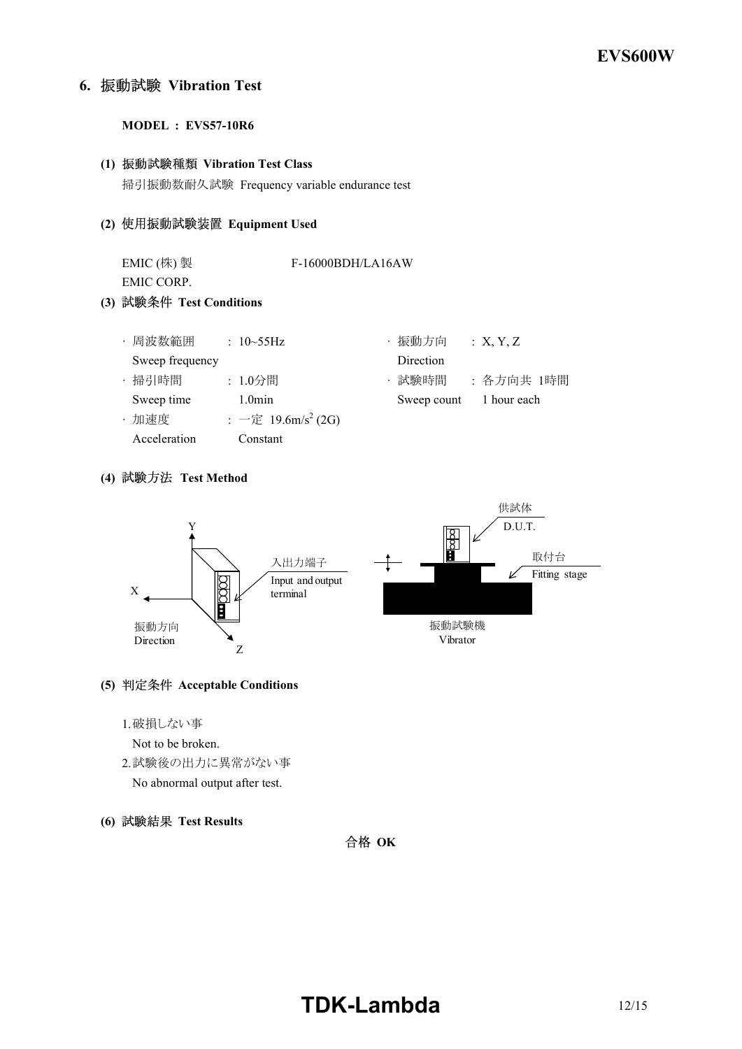## 6. 振動試験 Vibration Test

**MODEL : EVS57-10R6**

**(1) 振動試験種類 Vibration Test Class**

掃引振動数耐久試験 Frequency variable endurance test

**(2) 使用振動試験装置 Equipment Used**

EMIC (株) 製　　F-16000BDH/LA16AW
EMIC CORP.

**(3) 試験条件 Test Conditions**

| | | | |
|---|---|---|---|
| · 周波数範囲 Sweep frequency | : 10~55Hz | · 振動方向 Direction | : X, Y, Z |
| · 掃引時間 Sweep time | : 1.0分間 1.0min | · 試験時間 Sweep count | : 各方向共 1時間 1 hour each |
| · 加速度 Acceleration | : 一定 19.6m/s$^2$ (2G) Constant | | |

**(4) 試験方法 Test Method**

Y
X
Z
振動方向 Direction
入出力端子 Input and output terminal
供試体 D.U.T.
取付台 Fitting stage
振動試験機 Vibrator

**(5) 判定条件 Acceptable Conditions**

1. 破損しない事
   Not to be broken.
2. 試験後の出力に異常がない事
   No abnormal output after test.

**(6) 試験結果 Test Results**

合格 **OK**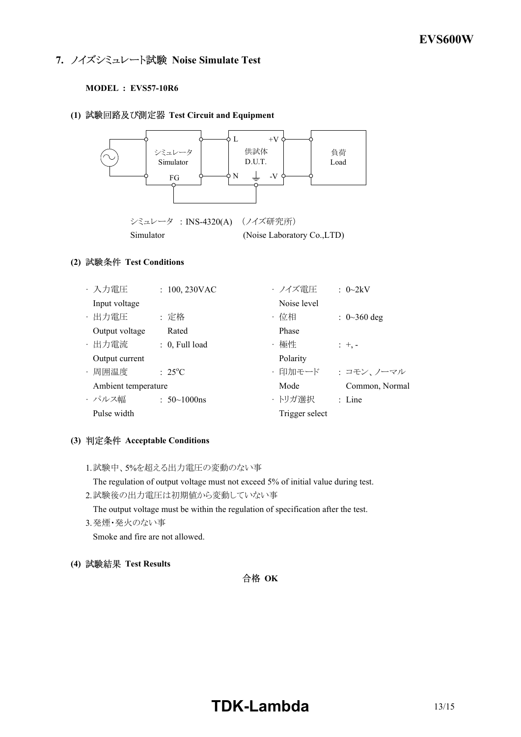## 7. ノイズシミュレート試験 Noise Simulate Test

**MODEL : EVS57-10R6**

### (1) 試験回路及び測定器 Test Circuit and Equipment

シミュレータ Simulator ― L / N ― 供試体 D.U.T. ― +V / -V ― 負荷 Load (FG ― D.U.T. ⏚)

シミュレータ : INS-4320(A) （ノイズ研究所）
Simulator (Noise Laboratory Co.,LTD)

### (2) 試験条件 Test Conditions

- 入力電圧 Input voltage : 100, 230VAC
- 出力電圧 Output voltage : 定格 Rated
- 出力電流 Output current : 0, Full load
- 周囲温度 Ambient temperature : 25°C
- パルス幅 Pulse width : 50~1000ns
- ノイズ電圧 Noise level : 0~2kV
- 位相 Phase : 0~360 deg
- 極性 Polarity : +, -
- 印加モード Mode : コモン、ノーマル Common, Normal
- トリガ選択 Trigger select : Line

### (3) 判定条件 Acceptable Conditions

1. 試験中、5%を超える出力電圧の変動のない事
   The regulation of output voltage must not exceed 5% of initial value during test.
2. 試験後の出力電圧は初期値から変動していない事
   The output voltage must be within the regulation of specification after the test.
3. 発煙・発火のない事
   Smoke and fire are not allowed.

### (4) 試験結果 Test Results

合格 **OK**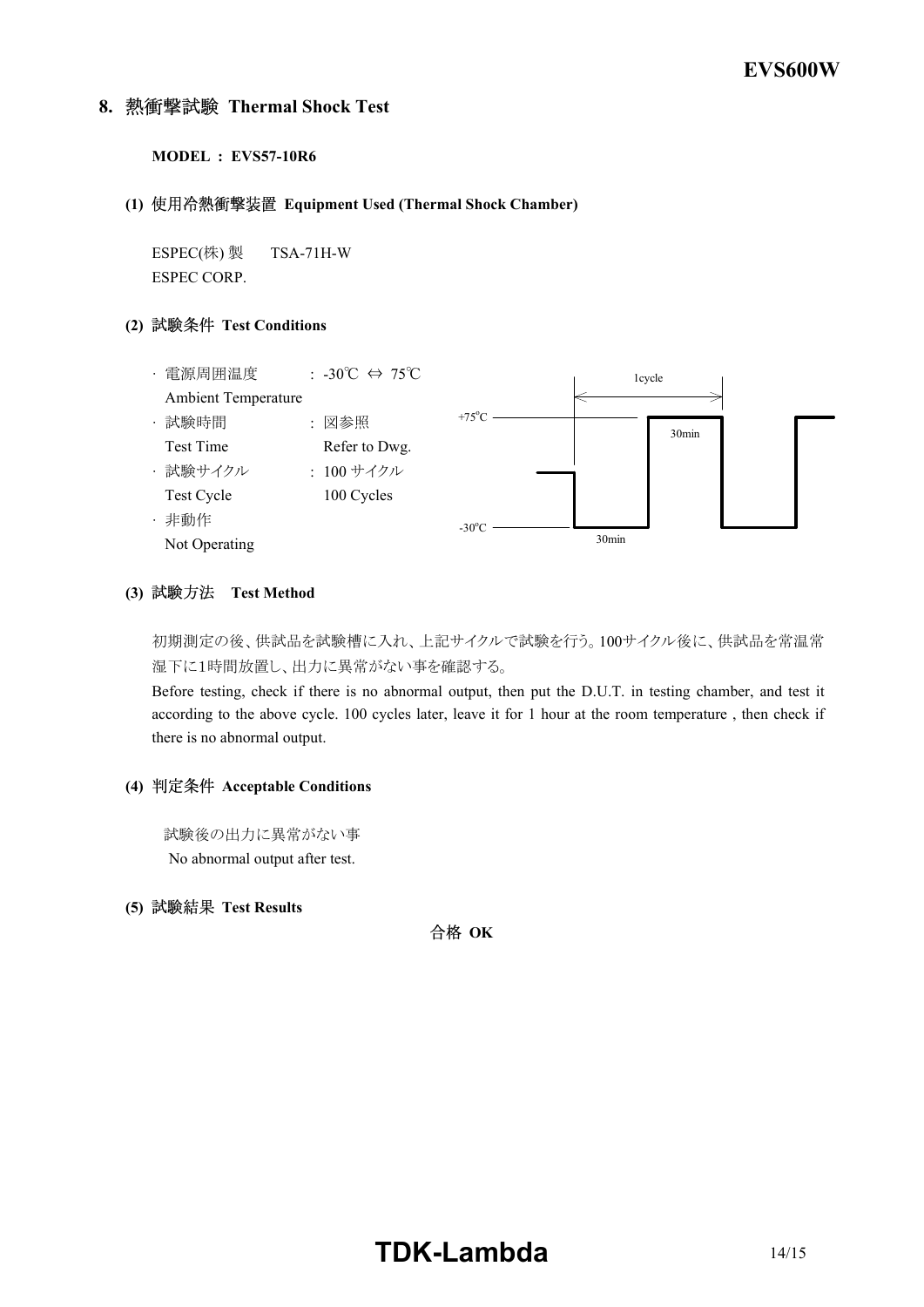## 8. 熱衝撃試験 Thermal Shock Test

**MODEL : EVS57-10R6**

**(1) 使用冷熱衝撃装置 Equipment Used (Thermal Shock Chamber)**

ESPEC(株) 製　TSA-71H-W
ESPEC CORP.

**(2) 試験条件 Test Conditions**

- 電源周囲温度 Ambient Temperature : -30℃ ⇔ 75℃
- 試験時間 Test Time : 図参照 Refer to Dwg.
- 試験サイクル Test Cycle : 100 サイクル 100 Cycles
- 非動作 Not Operating

(Dwg.: 1cycle — +75°C 30min, -30°C 30min)

**(3) 試験方法　Test Method**

初期測定の後、供試品を試験槽に入れ、上記サイクルで試験を行う。100サイクル後に、供試品を常温常湿下に1時間放置し、出力に異常がない事を確認する。

Before testing, check if there is no abnormal output, then put the D.U.T. in testing chamber, and test it according to the above cycle. 100 cycles later, leave it for 1 hour at the room temperature , then check if there is no abnormal output.

**(4) 判定条件 Acceptable Conditions**

試験後の出力に異常がない事
No abnormal output after test.

**(5) 試験結果 Test Results**

合格 **OK**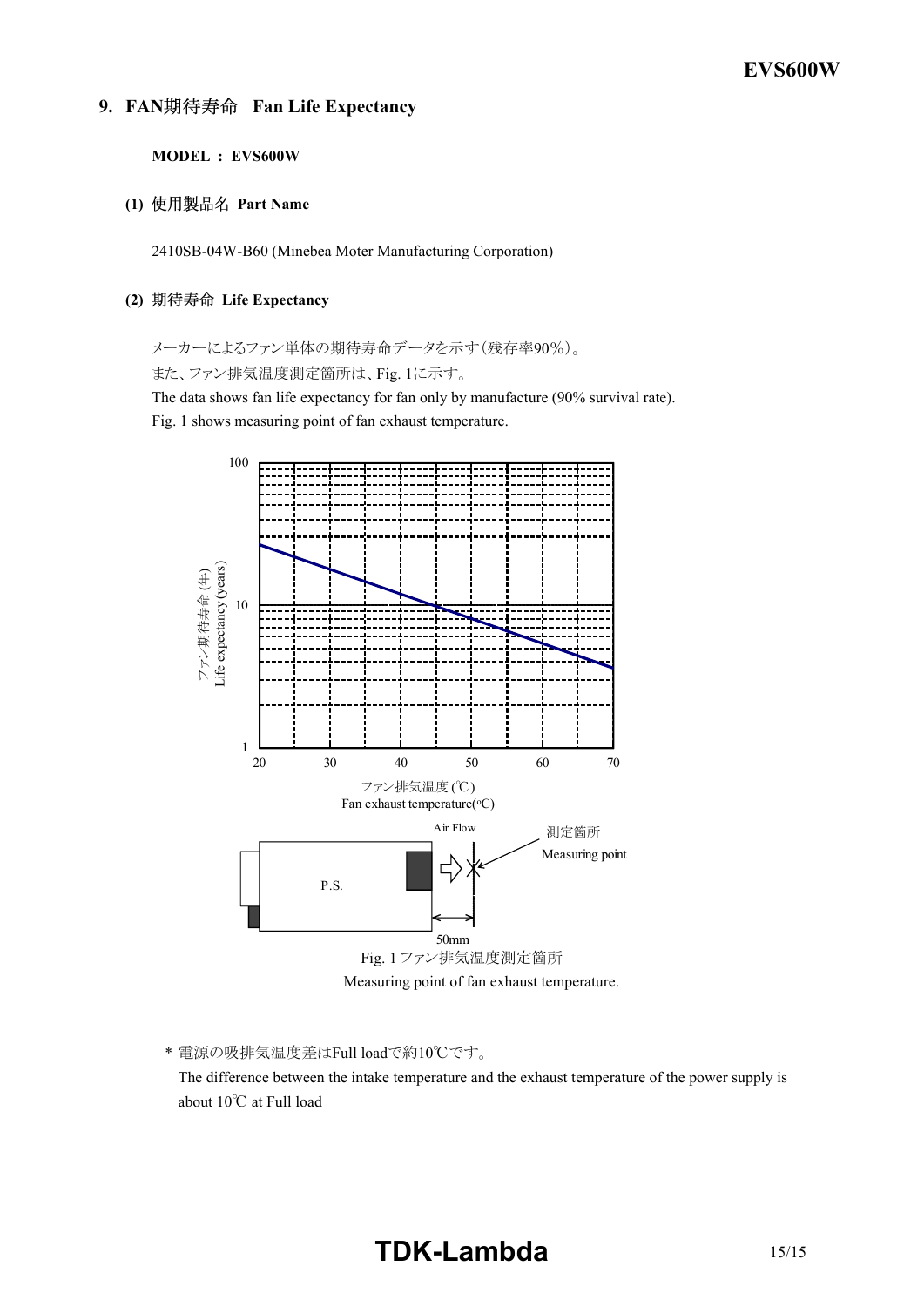## 9. FAN期待寿命　Fan Life Expectancy

**MODEL ： EVS600W**

### (1) 使用製品名 Part Name

2410SB-04W-B60 (Minebea Moter Manufacturing Corporation)

### (2) 期待寿命 Life Expectancy

メーカーによるファン単体の期待寿命データを示す（残存率90%）。
また、ファン排気温度測定箇所は、Fig. 1に示す。
The data shows fan life expectancy for fan only by manufacture (90% survival rate).
Fig. 1 shows measuring point of fan exhaust temperature.

100
10
1
ファン期待寿命 (年)
Life expectancy (years)
20
30
40
50
60
70
ファン排気温度 (℃)
Fan exhaust temperature(°C)

Air Flow
測定箇所
Measuring point
P.S.
50mm

Fig. 1 ファン排気温度測定箇所
Measuring point of fan exhaust temperature.

\* 電源の吸排気温度差はFull loadで約10℃です。
The difference between the intake temperature and the exhaust temperature of the power supply is about 10℃ at Full load